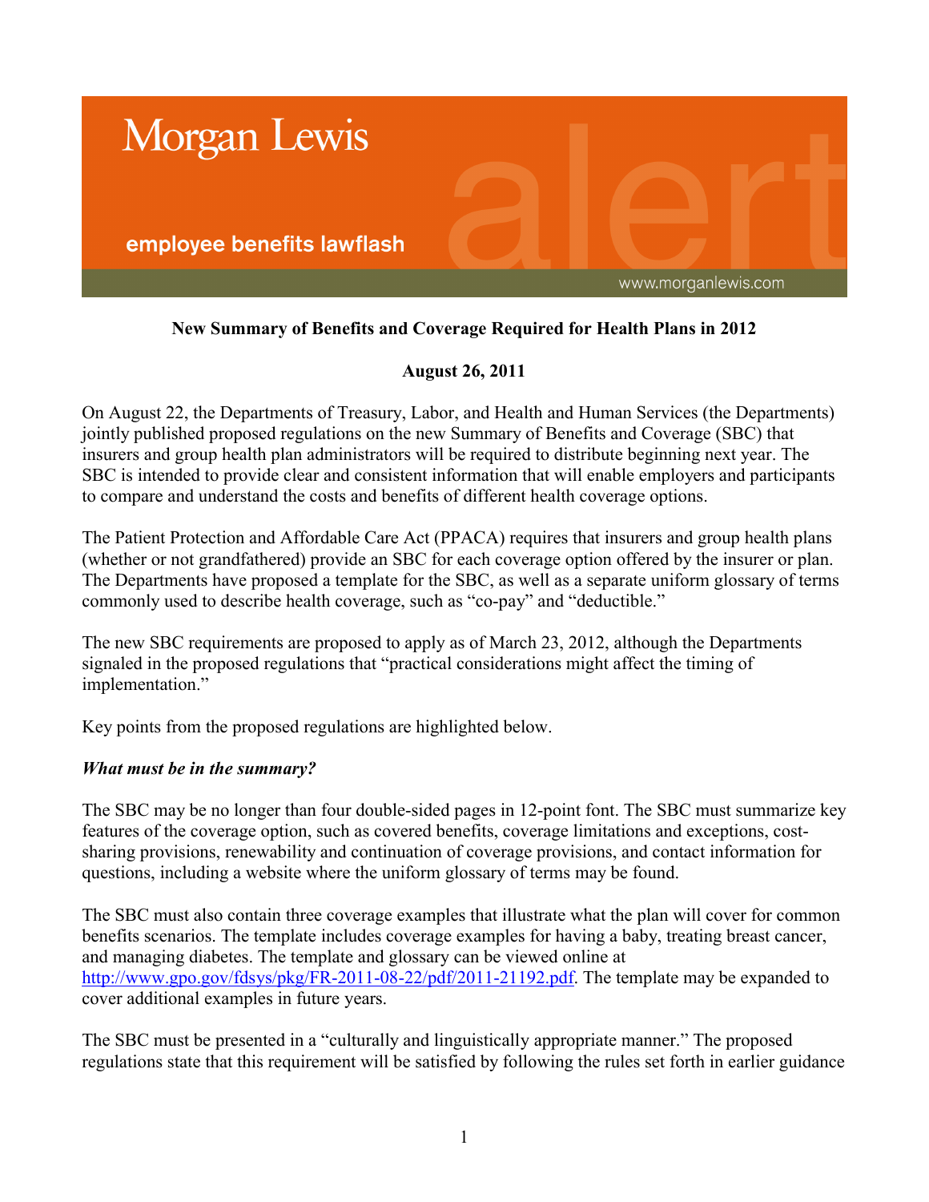Morgan Lewis

employee benefits lawflash

www.morganlewis.com

**New Summary of Benefits and Coverage Required for Health Plans in 2012**

**August 26, 2011**

On August 22, the Departments of Treasury, Labor, and Health and Human Services (the Departments) jointly published proposed regulations on the new Summary of Benefits and Coverage (SBC) that insurers and group health plan administrators will be required to distribute beginning next year. The SBC is intended to provide clear and consistent information that will enable employers and participants to compare and understand the costs and benefits of different health coverage options.

The Patient Protection and Affordable Care Act (PPACA) requires that insurers and group health plans (whether or not grandfathered) provide an SBC for each coverage option offered by the insurer or plan. The Departments have proposed a template for the SBC, as well as a separate uniform glossary of terms commonly used to describe health coverage, such as "co-pay" and "deductible."

The new SBC requirements are proposed to apply as of March 23, 2012, although the Departments signaled in the proposed regulations that "practical considerations might affect the timing of implementation."

Key points from the proposed regulations are highlighted below.

***What must be in the summary?***

The SBC may be no longer than four double-sided pages in 12-point font. The SBC must summarize key features of the coverage option, such as covered benefits, coverage limitations and exceptions, cost-sharing provisions, renewability and continuation of coverage provisions, and contact information for questions, including a website where the uniform glossary of terms may be found.

The SBC must also contain three coverage examples that illustrate what the plan will cover for common benefits scenarios. The template includes coverage examples for having a baby, treating breast cancer, and managing diabetes. The template and glossary can be viewed online at http://www.gpo.gov/fdsys/pkg/FR-2011-08-22/pdf/2011-21192.pdf. The template may be expanded to cover additional examples in future years.

The SBC must be presented in a "culturally and linguistically appropriate manner." The proposed regulations state that this requirement will be satisfied by following the rules set forth in earlier guidance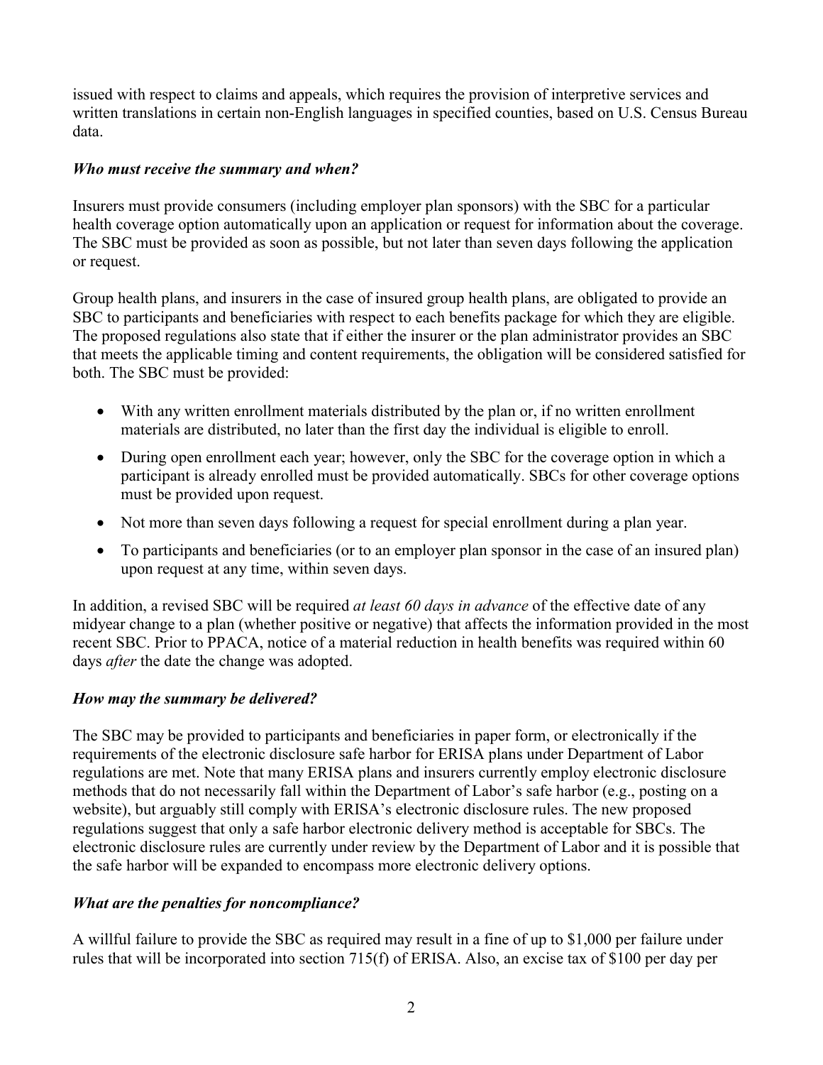issued with respect to claims and appeals, which requires the provision of interpretive services and written translations in certain non-English languages in specified counties, based on U.S. Census Bureau data.

### *Who must receive the summary and when?*

Insurers must provide consumers (including employer plan sponsors) with the SBC for a particular health coverage option automatically upon an application or request for information about the coverage. The SBC must be provided as soon as possible, but not later than seven days following the application or request.

Group health plans, and insurers in the case of insured group health plans, are obligated to provide an SBC to participants and beneficiaries with respect to each benefits package for which they are eligible. The proposed regulations also state that if either the insurer or the plan administrator provides an SBC that meets the applicable timing and content requirements, the obligation will be considered satisfied for both. The SBC must be provided:

- With any written enrollment materials distributed by the plan or, if no written enrollment materials are distributed, no later than the first day the individual is eligible to enroll.
- During open enrollment each year; however, only the SBC for the coverage option in which a participant is already enrolled must be provided automatically. SBCs for other coverage options must be provided upon request.
- Not more than seven days following a request for special enrollment during a plan year.
- To participants and beneficiaries (or to an employer plan sponsor in the case of an insured plan) upon request at any time, within seven days.

In addition, a revised SBC will be required *at least 60 days in advance* of the effective date of any midyear change to a plan (whether positive or negative) that affects the information provided in the most recent SBC. Prior to PPACA, notice of a material reduction in health benefits was required within 60 days *after* the date the change was adopted.

### *How may the summary be delivered?*

The SBC may be provided to participants and beneficiaries in paper form, or electronically if the requirements of the electronic disclosure safe harbor for ERISA plans under Department of Labor regulations are met. Note that many ERISA plans and insurers currently employ electronic disclosure methods that do not necessarily fall within the Department of Labor's safe harbor (e.g., posting on a website), but arguably still comply with ERISA's electronic disclosure rules. The new proposed regulations suggest that only a safe harbor electronic delivery method is acceptable for SBCs. The electronic disclosure rules are currently under review by the Department of Labor and it is possible that the safe harbor will be expanded to encompass more electronic delivery options.

### *What are the penalties for noncompliance?*

A willful failure to provide the SBC as required may result in a fine of up to $1,000 per failure under rules that will be incorporated into section 715(f) of ERISA. Also, an excise tax of $100 per day per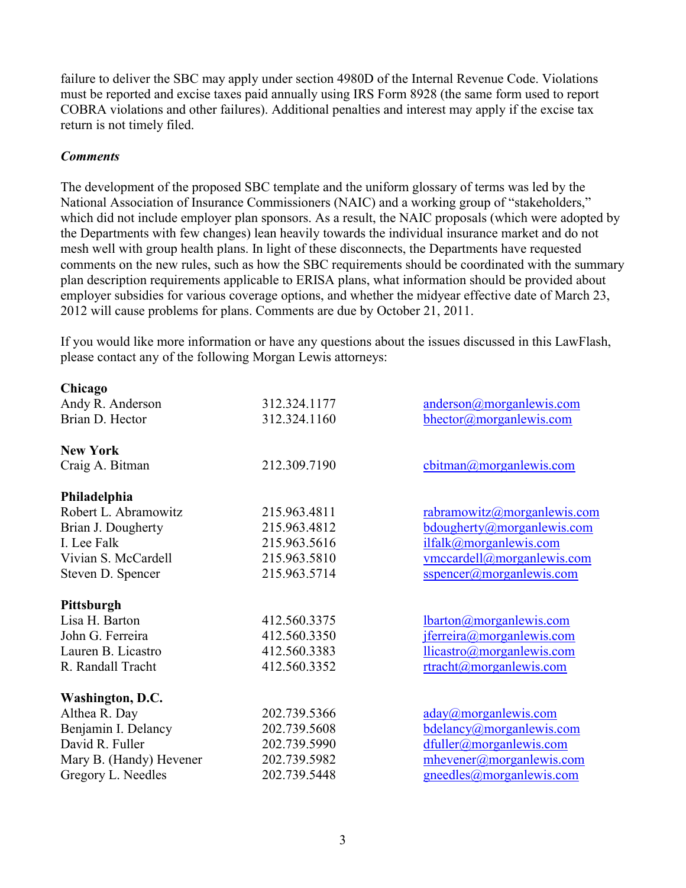failure to deliver the SBC may apply under section 4980D of the Internal Revenue Code. Violations must be reported and excise taxes paid annually using IRS Form 8928 (the same form used to report COBRA violations and other failures). Additional penalties and interest may apply if the excise tax return is not timely filed.

***Comments***

The development of the proposed SBC template and the uniform glossary of terms was led by the National Association of Insurance Commissioners (NAIC) and a working group of "stakeholders," which did not include employer plan sponsors. As a result, the NAIC proposals (which were adopted by the Departments with few changes) lean heavily towards the individual insurance market and do not mesh well with group health plans. In light of these disconnects, the Departments have requested comments on the new rules, such as how the SBC requirements should be coordinated with the summary plan description requirements applicable to ERISA plans, what information should be provided about employer subsidies for various coverage options, and whether the midyear effective date of March 23, 2012 will cause problems for plans. Comments are due by October 21, 2011.

If you would like more information or have any questions about the issues discussed in this LawFlash, please contact any of the following Morgan Lewis attorneys:

| | | |
|---|---|---|
| **Chicago** | | |
| Andy R. Anderson | 312.324.1177 | anderson@morganlewis.com |
| Brian D. Hector | 312.324.1160 | bhector@morganlewis.com |
| | | |
| **New York** | | |
| Craig A. Bitman | 212.309.7190 | cbitman@morganlewis.com |
| | | |
| **Philadelphia** | | |
| Robert L. Abramowitz | 215.963.4811 | rabramowitz@morganlewis.com |
| Brian J. Dougherty | 215.963.4812 | bdougherty@morganlewis.com |
| I. Lee Falk | 215.963.5616 | ilfalk@morganlewis.com |
| Vivian S. McCardell | 215.963.5810 | vmccardell@morganlewis.com |
| Steven D. Spencer | 215.963.5714 | sspencer@morganlewis.com |
| | | |
| **Pittsburgh** | | |
| Lisa H. Barton | 412.560.3375 | lbarton@morganlewis.com |
| John G. Ferreira | 412.560.3350 | jferreira@morganlewis.com |
| Lauren B. Licastro | 412.560.3383 | llicastro@morganlewis.com |
| R. Randall Tracht | 412.560.3352 | rtracht@morganlewis.com |
| | | |
| **Washington, D.C.** | | |
| Althea R. Day | 202.739.5366 | aday@morganlewis.com |
| Benjamin I. Delancy | 202.739.5608 | bdelancy@morganlewis.com |
| David R. Fuller | 202.739.5990 | dfuller@morganlewis.com |
| Mary B. (Handy) Hevener | 202.739.5982 | mhevener@morganlewis.com |
| Gregory L. Needles | 202.739.5448 | gneedles@morganlewis.com |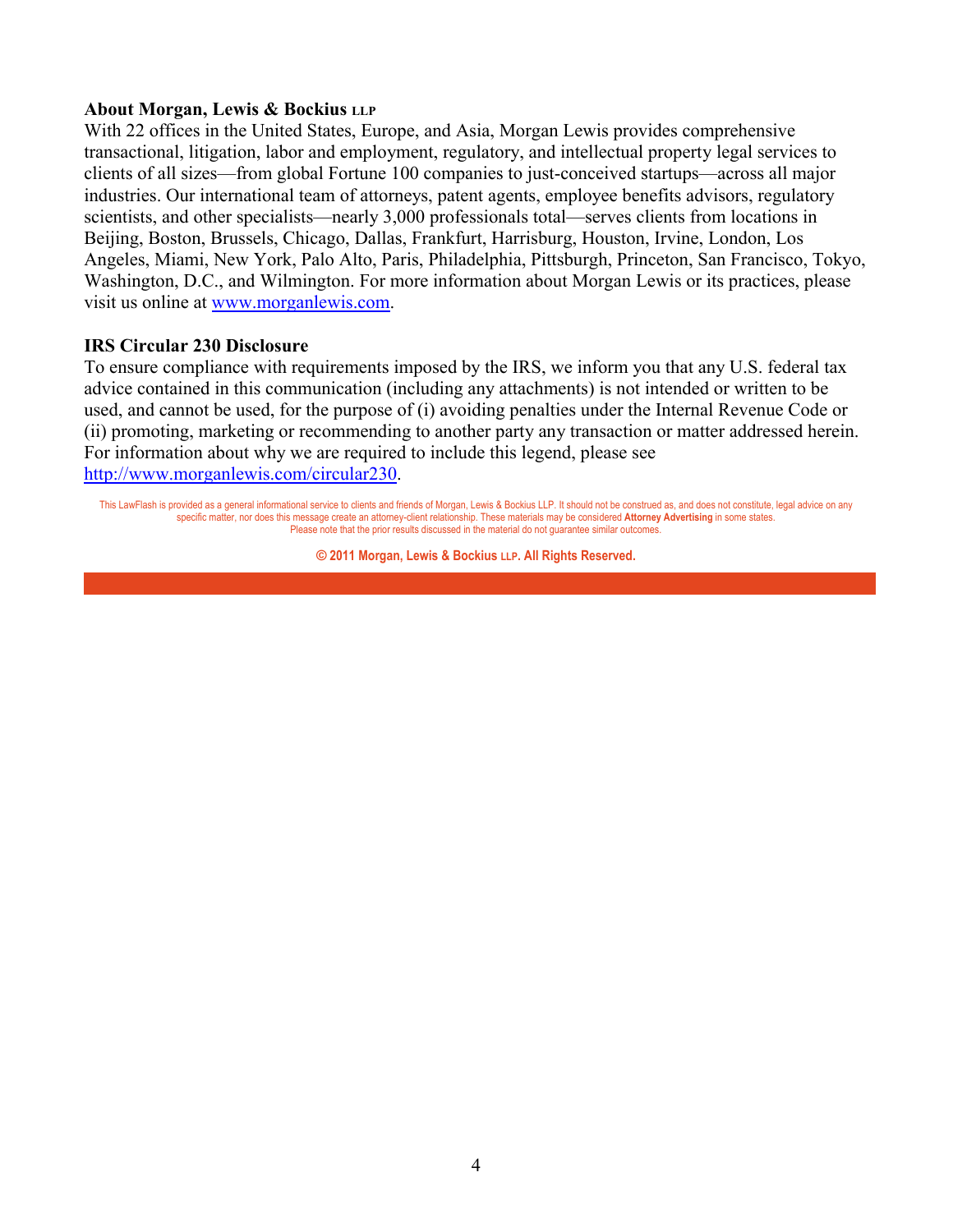**About Morgan, Lewis & Bockius LLP**

With 22 offices in the United States, Europe, and Asia, Morgan Lewis provides comprehensive transactional, litigation, labor and employment, regulatory, and intellectual property legal services to clients of all sizes—from global Fortune 100 companies to just-conceived startups—across all major industries. Our international team of attorneys, patent agents, employee benefits advisors, regulatory scientists, and other specialists—nearly 3,000 professionals total—serves clients from locations in Beijing, Boston, Brussels, Chicago, Dallas, Frankfurt, Harrisburg, Houston, Irvine, London, Los Angeles, Miami, New York, Palo Alto, Paris, Philadelphia, Pittsburgh, Princeton, San Francisco, Tokyo, Washington, D.C., and Wilmington. For more information about Morgan Lewis or its practices, please visit us online at [www.morganlewis.com](http://www.morganlewis.com).

**IRS Circular 230 Disclosure**

To ensure compliance with requirements imposed by the IRS, we inform you that any U.S. federal tax advice contained in this communication (including any attachments) is not intended or written to be used, and cannot be used, for the purpose of (i) avoiding penalties under the Internal Revenue Code or (ii) promoting, marketing or recommending to another party any transaction or matter addressed herein. For information about why we are required to include this legend, please see [http://www.morganlewis.com/circular230](http://www.morganlewis.com/circular230).

This LawFlash is provided as a general informational service to clients and friends of Morgan, Lewis & Bockius LLP. It should not be construed as, and does not constitute, legal advice on any specific matter, nor does this message create an attorney-client relationship. These materials may be considered **Attorney Advertising** in some states. Please note that the prior results discussed in the material do not guarantee similar outcomes.

**© 2011 Morgan, Lewis & Bockius LLP. All Rights Reserved.**